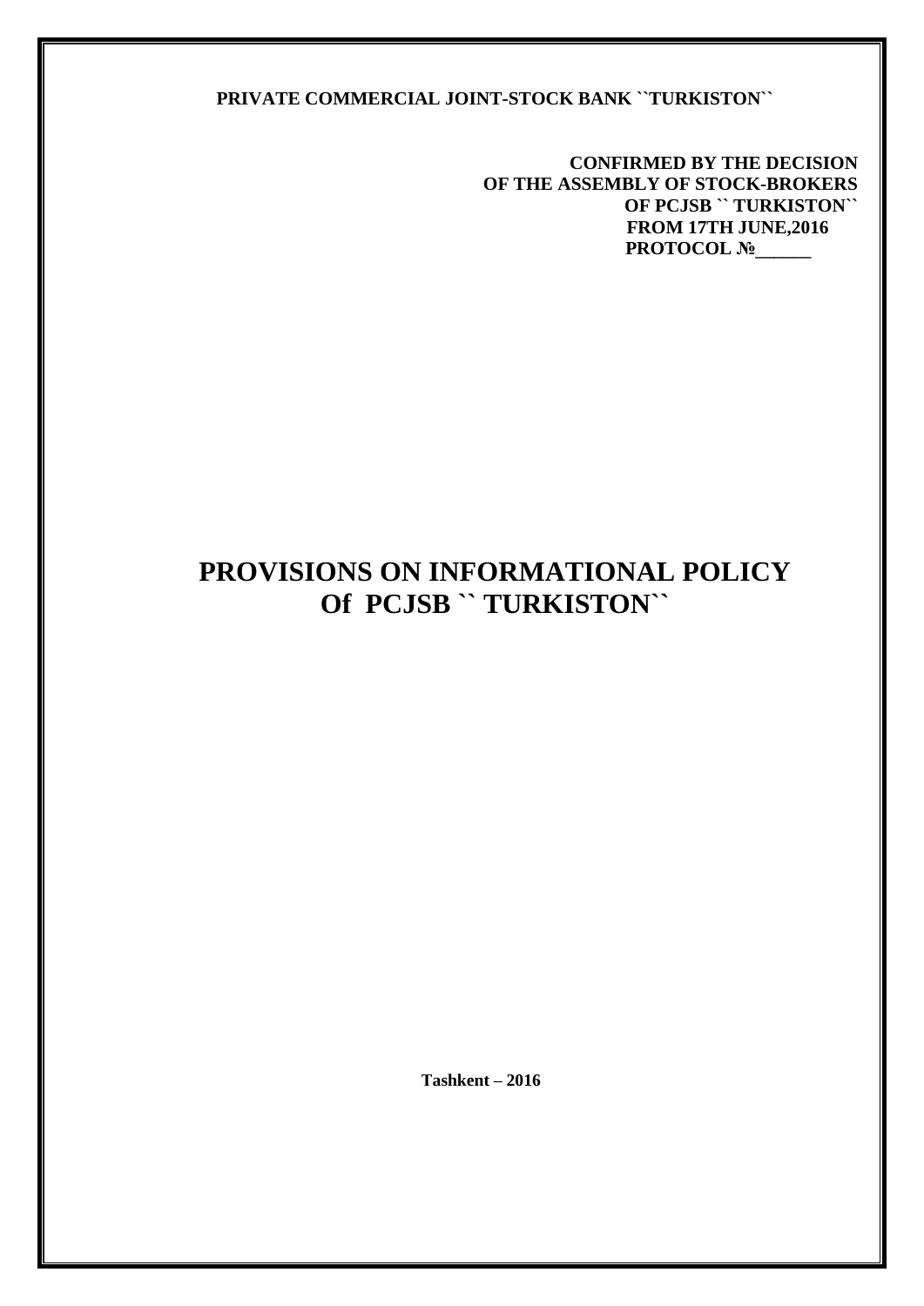**PRIVATE COMMERCIAL JOINT-STOCK BANK ``TURKISTON``**

**CONFIRMED BY THE DECISION**
**OF THE ASSEMBLY OF STOCK-BROKERS**
**OF PCJSB `` TURKISTON``**
**FROM 17TH JUNE,2016**
**PROTOCOL №______**

# PROVISIONS ON INFORMATIONAL POLICY Of PCJSB `` TURKISTON``

**Tashkent – 2016**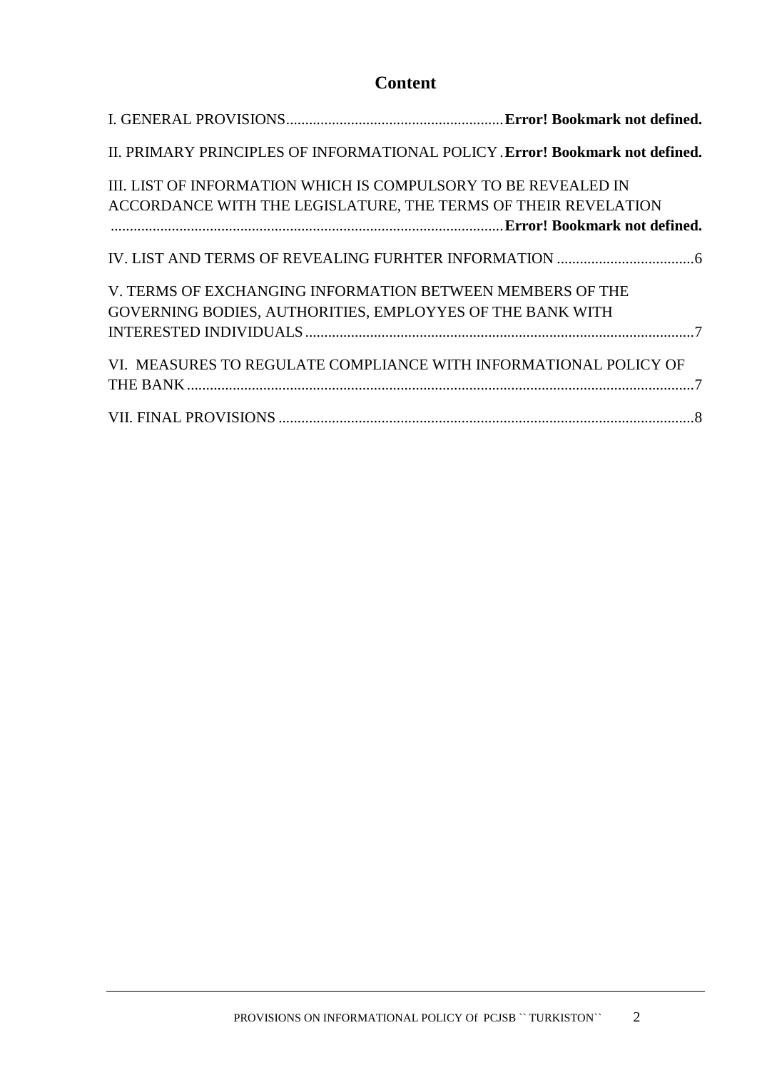## Content

I. GENERAL PROVISIONS........................................................**Error! Bookmark not defined.**

II. PRIMARY PRINCIPLES OF INFORMATIONAL POLICY.**Error! Bookmark not defined.**

III. LIST OF INFORMATION WHICH IS COMPULSORY TO BE REVEALED IN ACCORDANCE WITH THE LEGISLATURE, THE TERMS OF THEIR REVELATION ......................................................................................................**Error! Bookmark not defined.**

IV. LIST AND TERMS OF REVEALING FURHTER INFORMATION ....................................6

V. TERMS OF EXCHANGING INFORMATION BETWEEN MEMBERS OF THE GOVERNING BODIES, AUTHORITIES, EMPLOYYES OF THE BANK WITH INTERESTED INDIVIDUALS.....................................................................................................7

VI. MEASURES TO REGULATE COMPLIANCE WITH INFORMATIONAL POLICY OF THE BANK....................................................................................................................7

VII. FINAL PROVISIONS ............................................................................................8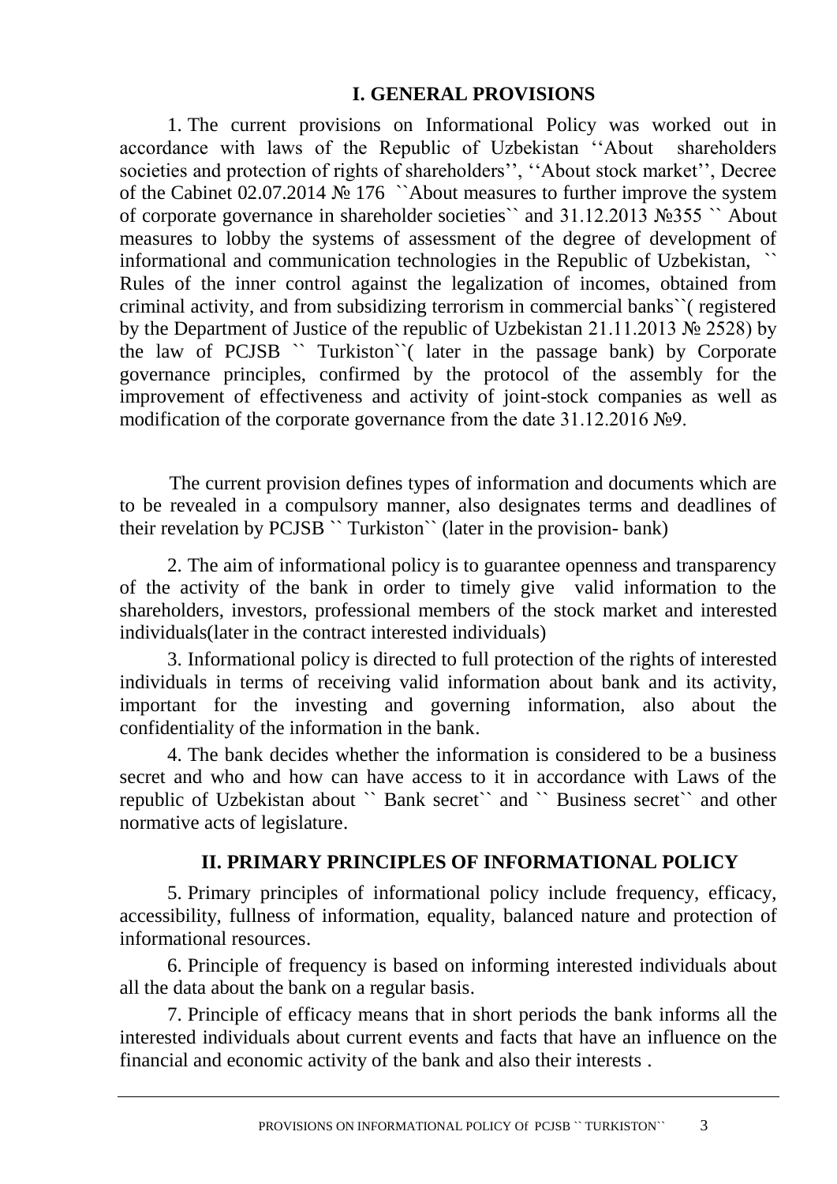## I. GENERAL PROVISIONS

1. The current provisions on Informational Policy was worked out in accordance with laws of the Republic of Uzbekistan ''About shareholders societies and protection of rights of shareholders'', ''About stock market'', Decree of the Cabinet 02.07.2014 № 176 ``About measures to further improve the system of corporate governance in shareholder societies`` and 31.12.2013 №355 `` About measures to lobby the systems of assessment of the degree of development of informational and communication technologies in the Republic of Uzbekistan, `` Rules of the inner control against the legalization of incomes, obtained from criminal activity, and from subsidizing terrorism in commercial banks``( registered by the Department of Justice of the republic of Uzbekistan 21.11.2013 № 2528) by the law of PCJSB `` Turkiston``( later in the passage bank) by Corporate governance principles, confirmed by the protocol of the assembly for the improvement of effectiveness and activity of joint-stock companies as well as modification of the corporate governance from the date 31.12.2016 №9.

The current provision defines types of information and documents which are to be revealed in a compulsory manner, also designates terms and deadlines of their revelation by PCJSB `` Turkiston`` (later in the provision- bank)

2. The aim of informational policy is to guarantee openness and transparency of the activity of the bank in order to timely give valid information to the shareholders, investors, professional members of the stock market and interested individuals(later in the contract interested individuals)

3. Informational policy is directed to full protection of the rights of interested individuals in terms of receiving valid information about bank and its activity, important for the investing and governing information, also about the confidentiality of the information in the bank.

4. The bank decides whether the information is considered to be a business secret and who and how can have access to it in accordance with Laws of the republic of Uzbekistan about `` Bank secret`` and `` Business secret`` and other normative acts of legislature.

## II. PRIMARY PRINCIPLES OF INFORMATIONAL POLICY

5. Primary principles of informational policy include frequency, efficacy, accessibility, fullness of information, equality, balanced nature and protection of informational resources.

6. Principle of frequency is based on informing interested individuals about all the data about the bank on a regular basis.

7. Principle of efficacy means that in short periods the bank informs all the interested individuals about current events and facts that have an influence on the financial and economic activity of the bank and also their interests .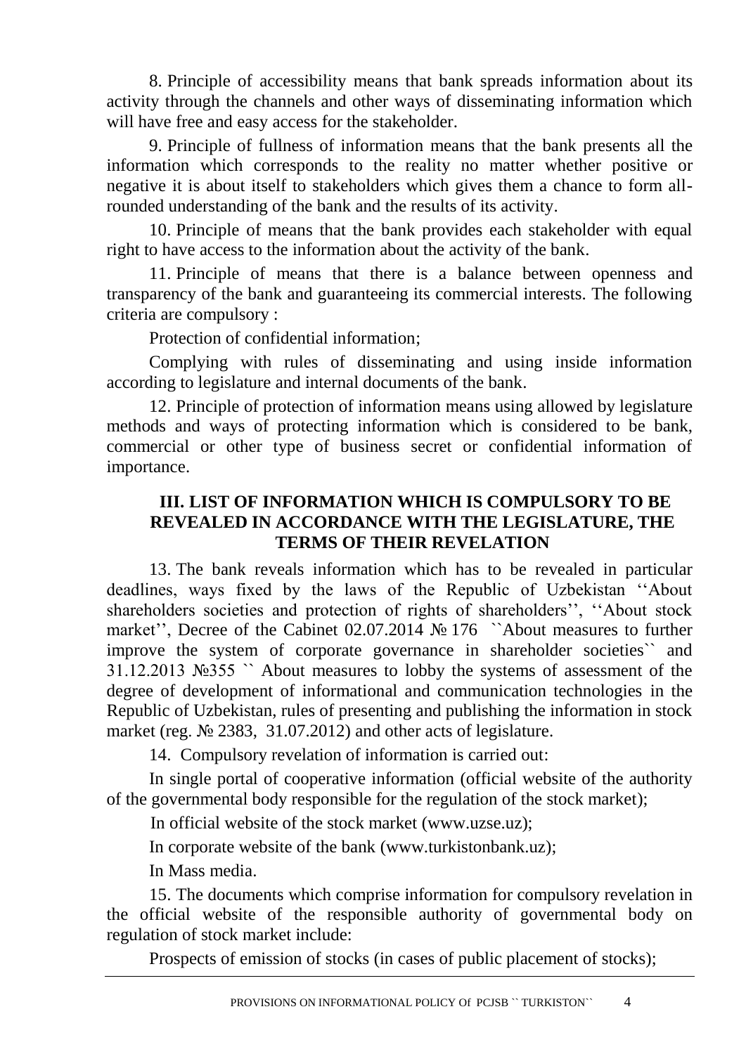8. Principle of accessibility means that bank spreads information about its activity through the channels and other ways of disseminating information which will have free and easy access for the stakeholder.

9. Principle of fullness of information means that the bank presents all the information which corresponds to the reality no matter whether positive or negative it is about itself to stakeholders which gives them a chance to form all-rounded understanding of the bank and the results of its activity.

10. Principle of means that the bank provides each stakeholder with equal right to have access to the information about the activity of the bank.

11. Principle of means that there is a balance between openness and transparency of the bank and guaranteeing its commercial interests. The following criteria are compulsory :

Protection of confidential information;

Complying with rules of disseminating and using inside information according to legislature and internal documents of the bank.

12. Principle of protection of information means using allowed by legislature methods and ways of protecting information which is considered to be bank, commercial or other type of business secret or confidential information of importance.

## III. LIST OF INFORMATION WHICH IS COMPULSORY TO BE REVEALED IN ACCORDANCE WITH THE LEGISLATURE, THE TERMS OF THEIR REVELATION

13. The bank reveals information which has to be revealed in particular deadlines, ways fixed by the laws of the Republic of Uzbekistan ''About shareholders societies and protection of rights of shareholders'', ''About stock market'', Decree of the Cabinet 02.07.2014 № 176 ``About measures to further improve the system of corporate governance in shareholder societies`` and 31.12.2013 №355 `` About measures to lobby the systems of assessment of the degree of development of informational and communication technologies in the Republic of Uzbekistan, rules of presenting and publishing the information in stock market (reg. № 2383, 31.07.2012) and other acts of legislature.

14. Compulsory revelation of information is carried out:

In single portal of cooperative information (official website of the authority of the governmental body responsible for the regulation of the stock market);

In official website of the stock market (www.uzse.uz);

In corporate website of the bank (www.turkistonbank.uz);

In Mass media.

15. The documents which comprise information for compulsory revelation in the official website of the responsible authority of governmental body on regulation of stock market include:

Prospects of emission of stocks (in cases of public placement of stocks);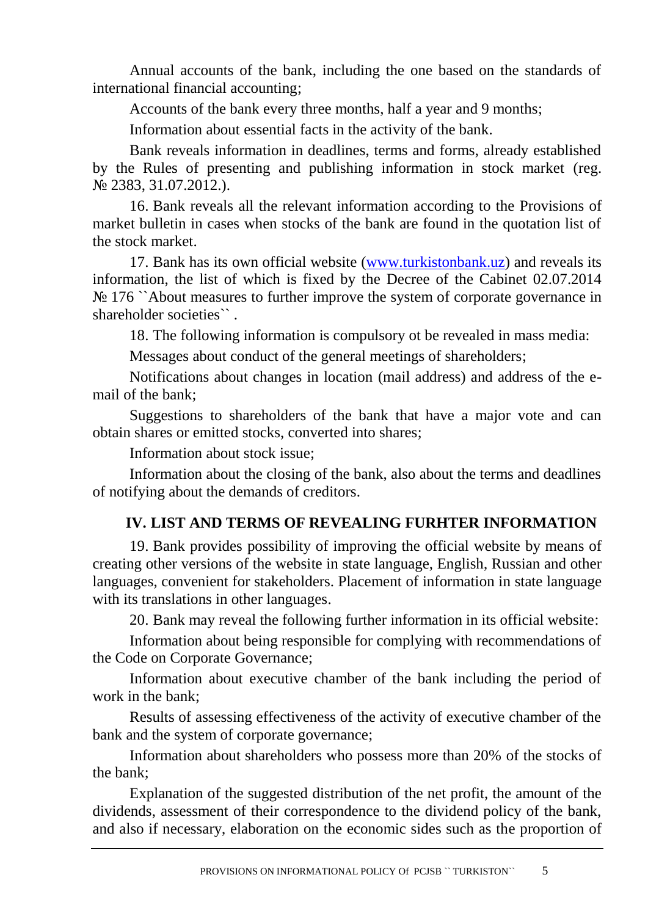Annual accounts of the bank, including the one based on the standards of international financial accounting;

Accounts of the bank every three months, half a year and 9 months;

Information about essential facts in the activity of the bank.

Bank reveals information in deadlines, terms and forms, already established by the Rules of presenting and publishing information in stock market (reg. № 2383, 31.07.2012.).

16. Bank reveals all the relevant information according to the Provisions of market bulletin in cases when stocks of the bank are found in the quotation list of the stock market.

17. Bank has its own official website (www.turkistonbank.uz) and reveals its information, the list of which is fixed by the Decree of the Cabinet 02.07.2014 № 176 ``About measures to further improve the system of corporate governance in shareholder societies`` .

18. The following information is compulsory ot be revealed in mass media:

Messages about conduct of the general meetings of shareholders;

Notifications about changes in location (mail address) and address of the e-mail of the bank;

Suggestions to shareholders of the bank that have a major vote and can obtain shares or emitted stocks, converted into shares;

Information about stock issue;

Information about the closing of the bank, also about the terms and deadlines of notifying about the demands of creditors.

## IV. LIST AND TERMS OF REVEALING FURHTER INFORMATION

19. Bank provides possibility of improving the official website by means of creating other versions of the website in state language, English, Russian and other languages, convenient for stakeholders. Placement of information in state language with its translations in other languages.

20. Bank may reveal the following further information in its official website:

Information about being responsible for complying with recommendations of the Code on Corporate Governance;

Information about executive chamber of the bank including the period of work in the bank;

Results of assessing effectiveness of the activity of executive chamber of the bank and the system of corporate governance;

Information about shareholders who possess more than 20% of the stocks of the bank;

Explanation of the suggested distribution of the net profit, the amount of the dividends, assessment of their correspondence to the dividend policy of the bank, and also if necessary, elaboration on the economic sides such as the proportion of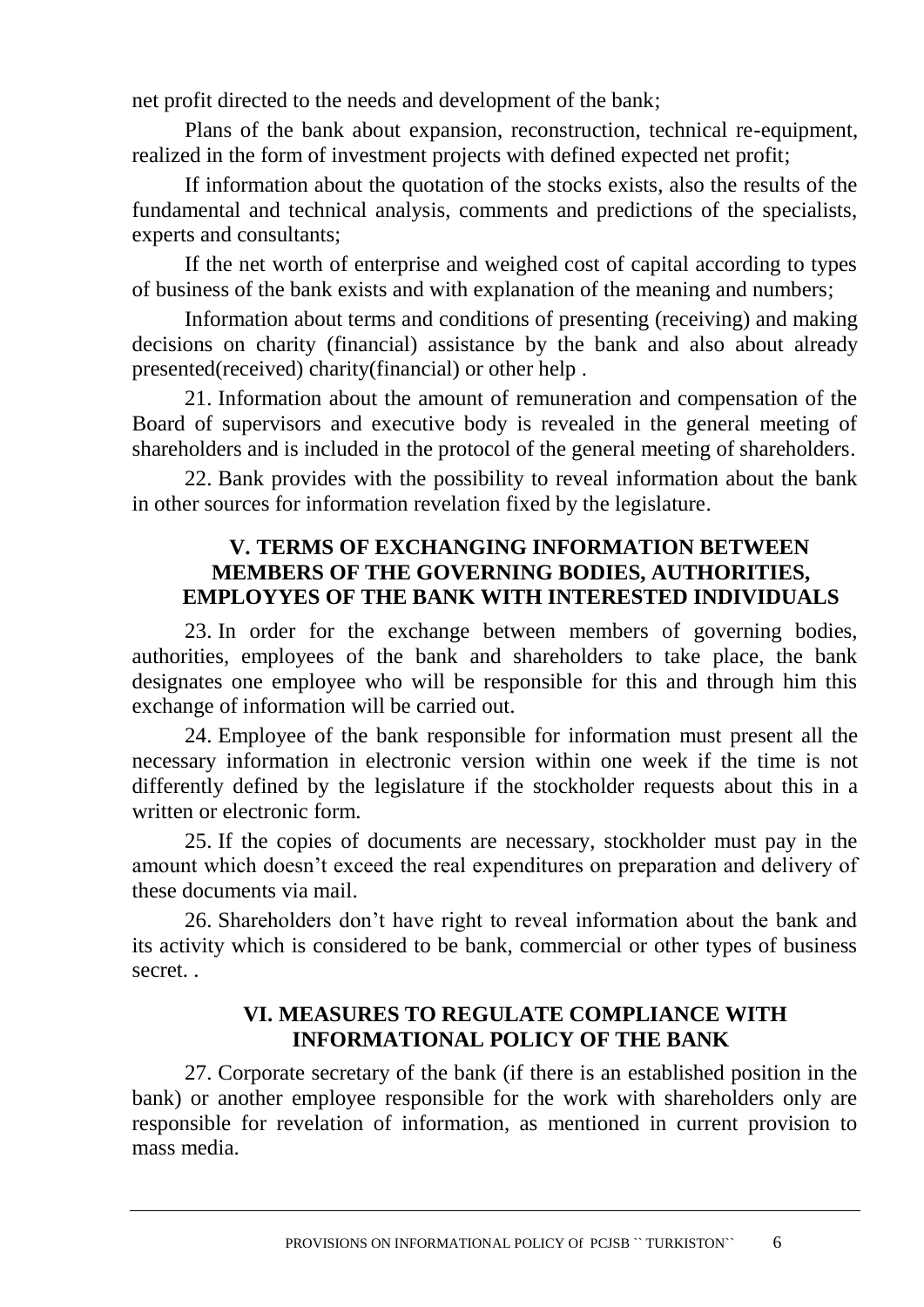net profit directed to the needs and development of the bank;

Plans of the bank about expansion, reconstruction, technical re-equipment, realized in the form of investment projects with defined expected net profit;

If information about the quotation of the stocks exists, also the results of the fundamental and technical analysis, comments and predictions of the specialists, experts and consultants;

If the net worth of enterprise and weighed cost of capital according to types of business of the bank exists and with explanation of the meaning and numbers;

Information about terms and conditions of presenting (receiving) and making decisions on charity (financial) assistance by the bank and also about already presented(received) charity(financial) or other help .

21. Information about the amount of remuneration and compensation of the Board of supervisors and executive body is revealed in the general meeting of shareholders and is included in the protocol of the general meeting of shareholders.

22. Bank provides with the possibility to reveal information about the bank in other sources for information revelation fixed by the legislature.

## V. TERMS OF EXCHANGING INFORMATION BETWEEN MEMBERS OF THE GOVERNING BODIES, AUTHORITIES, EMPLOYYES OF THE BANK WITH INTERESTED INDIVIDUALS

23. In order for the exchange between members of governing bodies, authorities, employees of the bank and shareholders to take place, the bank designates one employee who will be responsible for this and through him this exchange of information will be carried out.

24. Employee of the bank responsible for information must present all the necessary information in electronic version within one week if the time is not differently defined by the legislature if the stockholder requests about this in a written or electronic form.

25. If the copies of documents are necessary, stockholder must pay in the amount which doesn't exceed the real expenditures on preparation and delivery of these documents via mail.

26. Shareholders don't have right to reveal information about the bank and its activity which is considered to be bank, commercial or other types of business secret. .

## VI. MEASURES TO REGULATE COMPLIANCE WITH INFORMATIONAL POLICY OF THE BANK

27. Corporate secretary of the bank (if there is an established position in the bank) or another employee responsible for the work with shareholders only are responsible for revelation of information, as mentioned in current provision to mass media.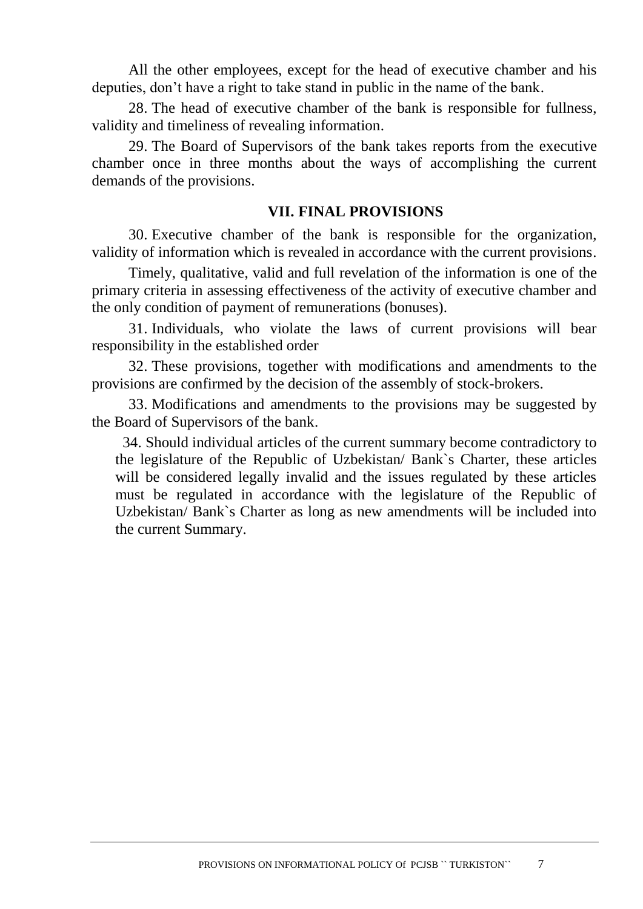All the other employees, except for the head of executive chamber and his deputies, don't have a right to take stand in public in the name of the bank.

28. The head of executive chamber of the bank is responsible for fullness, validity and timeliness of revealing information.

29. The Board of Supervisors of the bank takes reports from the executive chamber once in three months about the ways of accomplishing the current demands of the provisions.

## VII. FINAL PROVISIONS

30. Executive chamber of the bank is responsible for the organization, validity of information which is revealed in accordance with the current provisions.

Timely, qualitative, valid and full revelation of the information is one of the primary criteria in assessing effectiveness of the activity of executive chamber and the only condition of payment of remunerations (bonuses).

31. Individuals, who violate the laws of current provisions will bear responsibility in the established order

32. These provisions, together with modifications and amendments to the provisions are confirmed by the decision of the assembly of stock-brokers.

33. Modifications and amendments to the provisions may be suggested by the Board of Supervisors of the bank.

34. Should individual articles of the current summary become contradictory to the legislature of the Republic of Uzbekistan/ Bank`s Charter, these articles will be considered legally invalid and the issues regulated by these articles must be regulated in accordance with the legislature of the Republic of Uzbekistan/ Bank`s Charter as long as new amendments will be included into the current Summary.